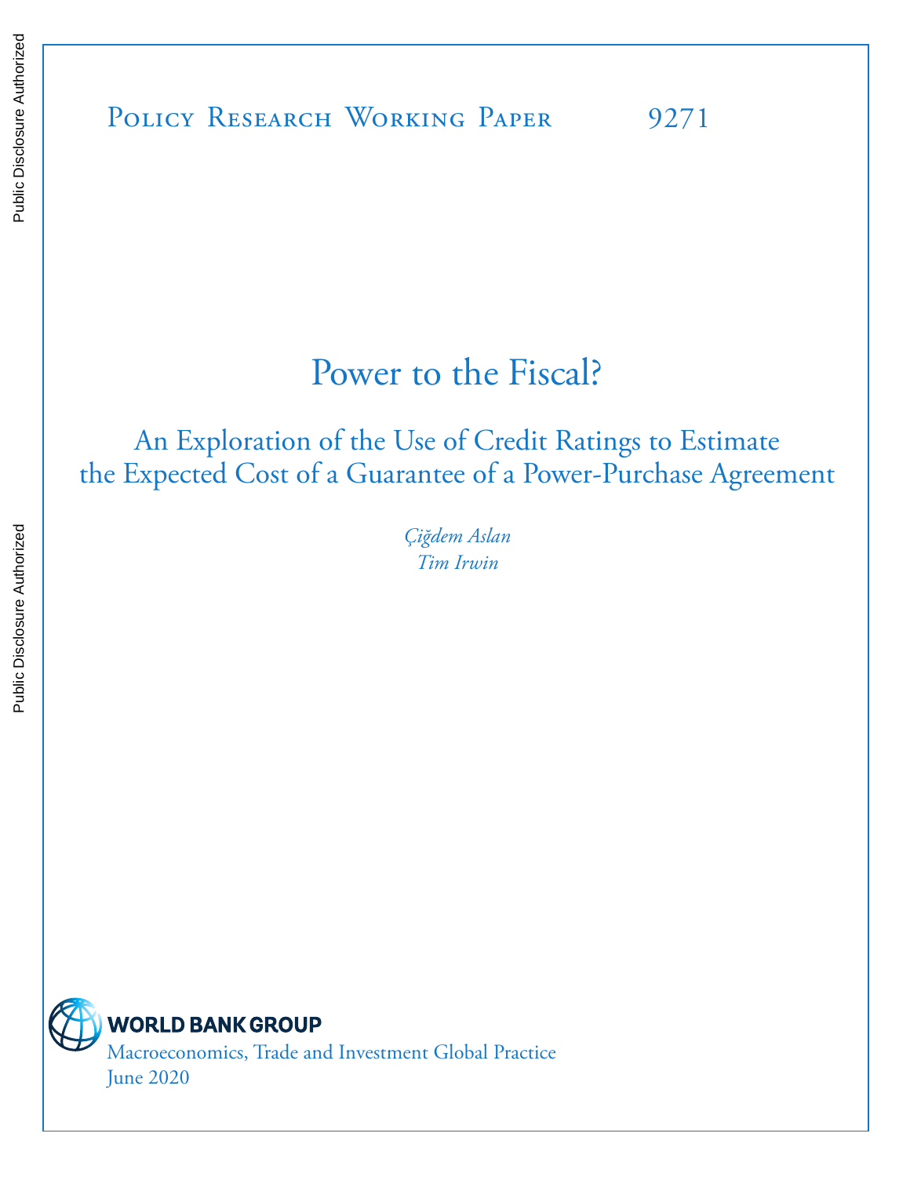Public Disclosure Authorized

Public Disclosure Authorized

Policy Research Working Paper 9271

# Power to the Fiscal?

## An Exploration of the Use of Credit Ratings to Estimate the Expected Cost of a Guarantee of a Power-Purchase Agreement

*Çiğdem Aslan*
*Tim Irwin*

WORLD BANK GROUP

Macroeconomics, Trade and Investment Global Practice

June 2020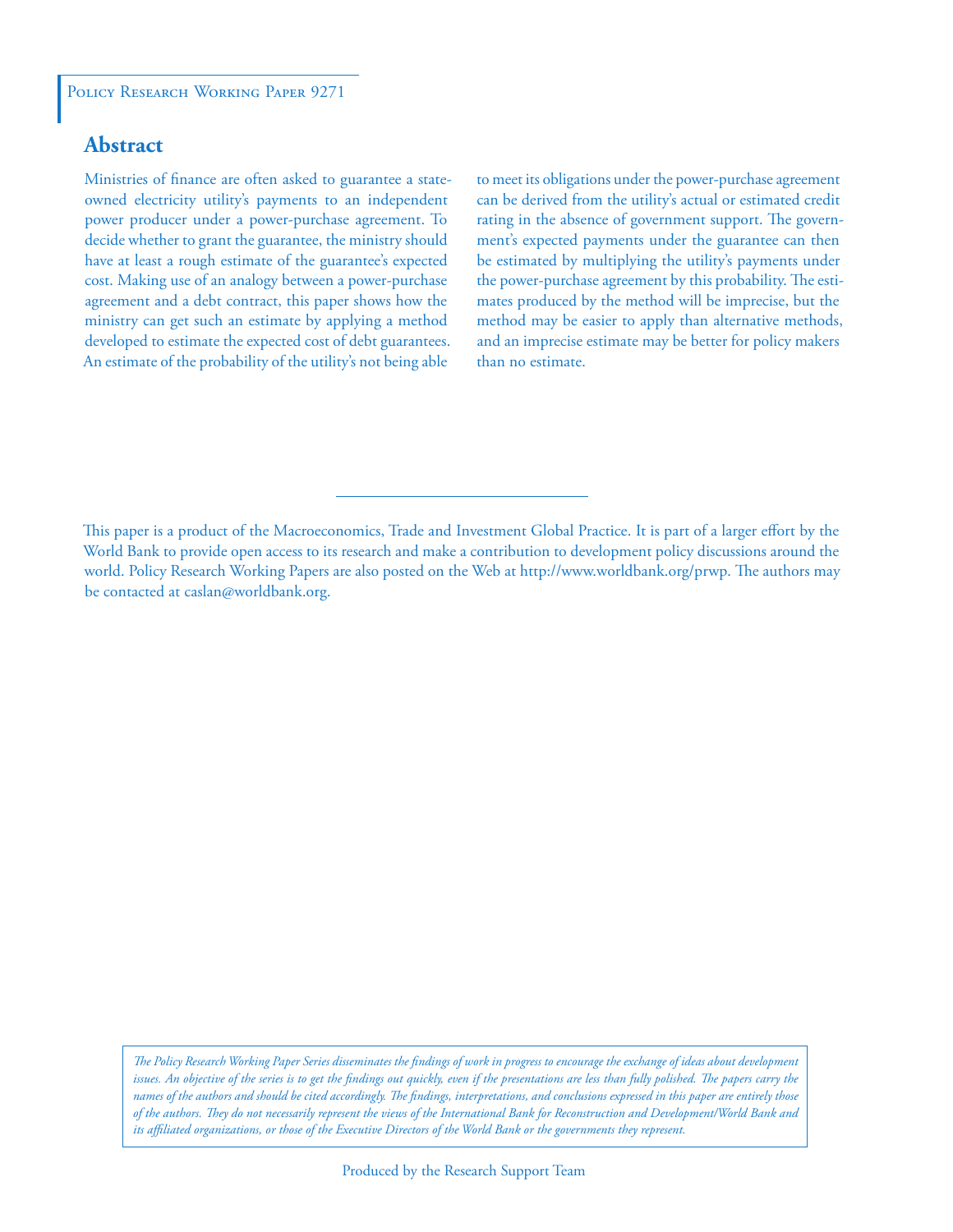Policy Research Working Paper 9271

## Abstract

Ministries of finance are often asked to guarantee a state-owned electricity utility's payments to an independent power producer under a power-purchase agreement. To decide whether to grant the guarantee, the ministry should have at least a rough estimate of the guarantee's expected cost. Making use of an analogy between a power-purchase agreement and a debt contract, this paper shows how the ministry can get such an estimate by applying a method developed to estimate the expected cost of debt guarantees. An estimate of the probability of the utility's not being able to meet its obligations under the power-purchase agreement can be derived from the utility's actual or estimated credit rating in the absence of government support. The government's expected payments under the guarantee can then be estimated by multiplying the utility's payments under the power-purchase agreement by this probability. The estimates produced by the method will be imprecise, but the method may be easier to apply than alternative methods, and an imprecise estimate may be better for policy makers than no estimate.

This paper is a product of the Macroeconomics, Trade and Investment Global Practice. It is part of a larger effort by the World Bank to provide open access to its research and make a contribution to development policy discussions around the world. Policy Research Working Papers are also posted on the Web at http://www.worldbank.org/prwp. The authors may be contacted at caslan@worldbank.org.

*The Policy Research Working Paper Series disseminates the findings of work in progress to encourage the exchange of ideas about development issues. An objective of the series is to get the findings out quickly, even if the presentations are less than fully polished. The papers carry the names of the authors and should be cited accordingly. The findings, interpretations, and conclusions expressed in this paper are entirely those of the authors. They do not necessarily represent the views of the International Bank for Reconstruction and Development/World Bank and its affiliated organizations, or those of the Executive Directors of the World Bank or the governments they represent.*

Produced by the Research Support Team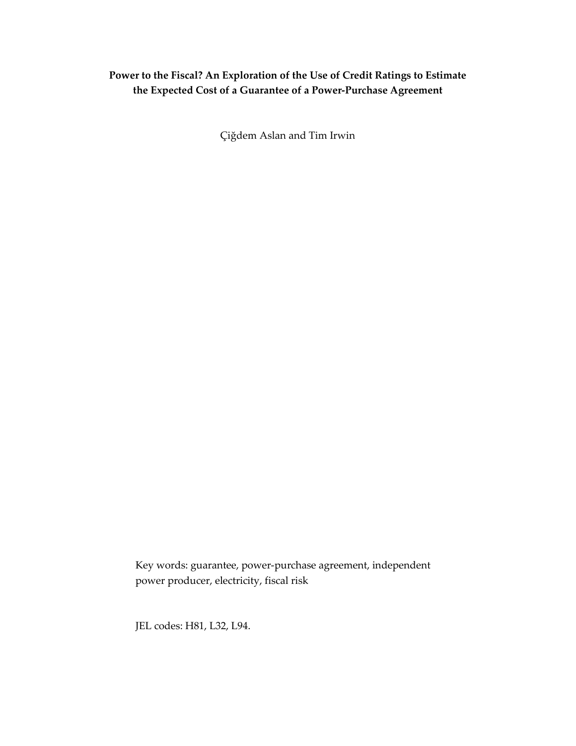**Power to the Fiscal? An Exploration of the Use of Credit Ratings to Estimate the Expected Cost of a Guarantee of a Power-Purchase Agreement**

Çiğdem Aslan and Tim Irwin

Key words: guarantee, power-purchase agreement, independent power producer, electricity, fiscal risk

JEL codes: H81, L32, L94.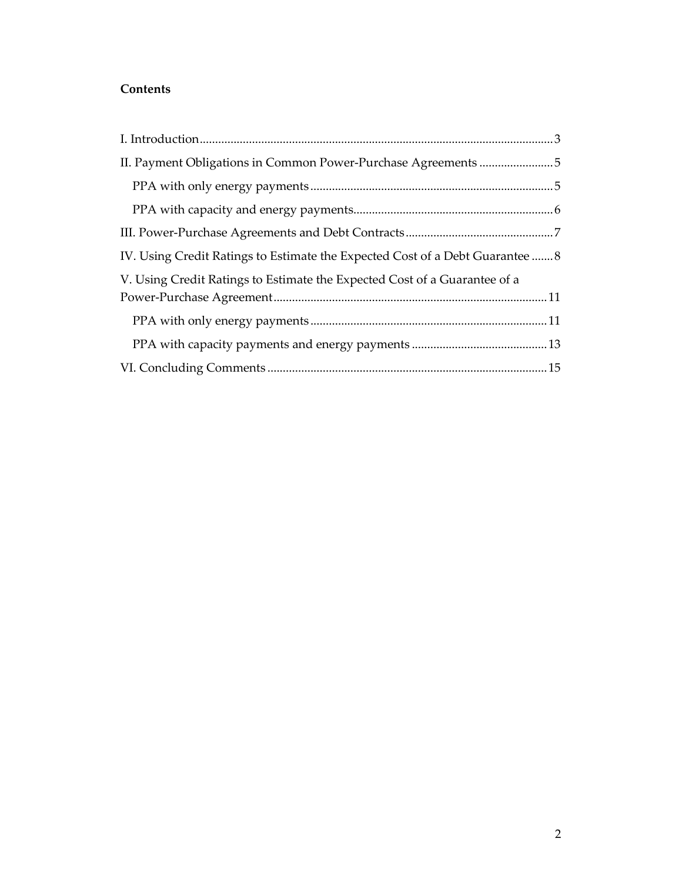**Contents**

I. Introduction ........ 3

II. Payment Obligations in Common Power-Purchase Agreements ........ 5

- PPA with only energy payments ........ 5
- PPA with capacity and energy payments ........ 6

III. Power-Purchase Agreements and Debt Contracts ........ 7

IV. Using Credit Ratings to Estimate the Expected Cost of a Debt Guarantee ........ 8

V. Using Credit Ratings to Estimate the Expected Cost of a Guarantee of a Power-Purchase Agreement ........ 11

- PPA with only energy payments ........ 11
- PPA with capacity payments and energy payments ........ 13

VI. Concluding Comments ........ 15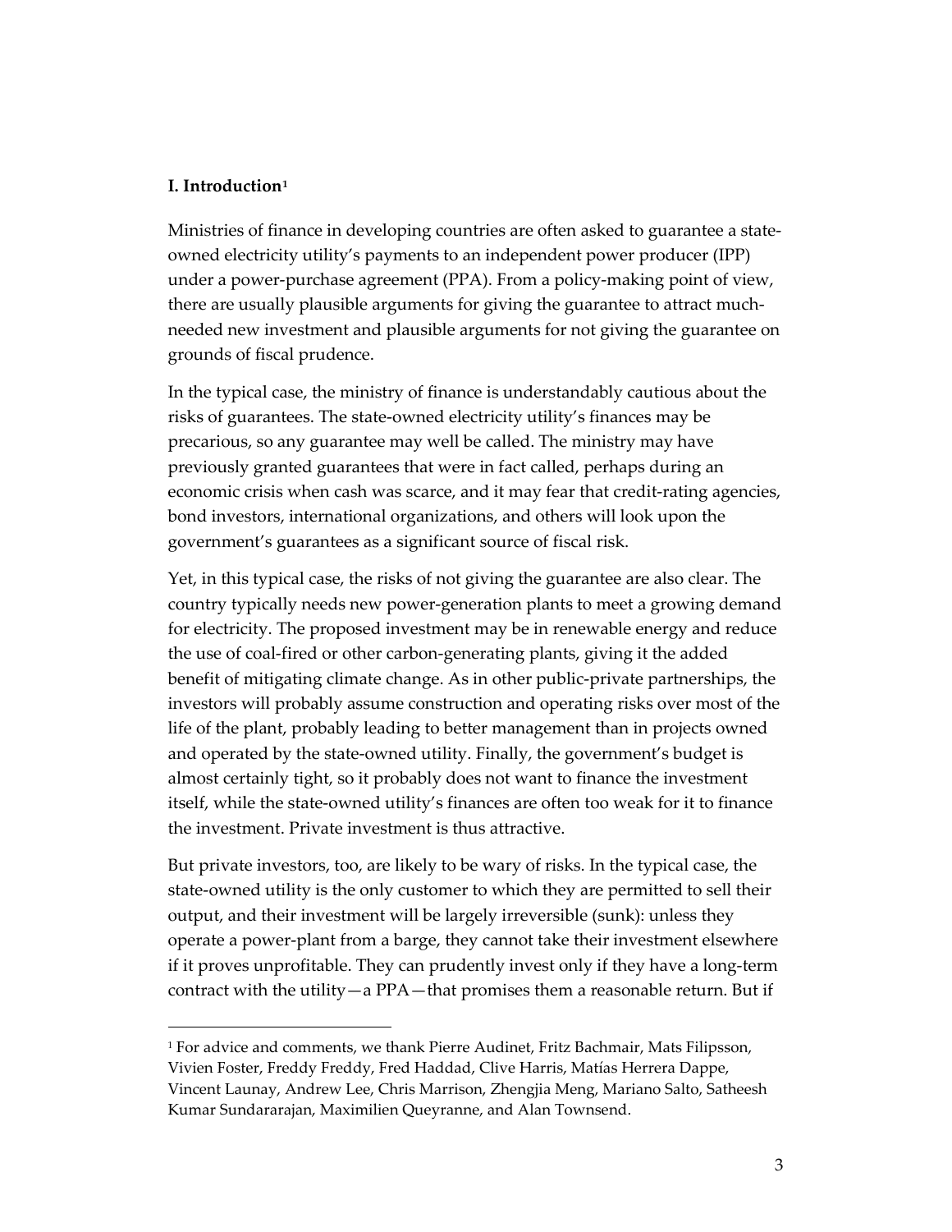## I. Introduction[1]

Ministries of finance in developing countries are often asked to guarantee a state-owned electricity utility's payments to an independent power producer (IPP) under a power-purchase agreement (PPA). From a policy-making point of view, there are usually plausible arguments for giving the guarantee to attract much-needed new investment and plausible arguments for not giving the guarantee on grounds of fiscal prudence.

In the typical case, the ministry of finance is understandably cautious about the risks of guarantees. The state-owned electricity utility's finances may be precarious, so any guarantee may well be called. The ministry may have previously granted guarantees that were in fact called, perhaps during an economic crisis when cash was scarce, and it may fear that credit-rating agencies, bond investors, international organizations, and others will look upon the government's guarantees as a significant source of fiscal risk.

Yet, in this typical case, the risks of not giving the guarantee are also clear. The country typically needs new power-generation plants to meet a growing demand for electricity. The proposed investment may be in renewable energy and reduce the use of coal-fired or other carbon-generating plants, giving it the added benefit of mitigating climate change. As in other public-private partnerships, the investors will probably assume construction and operating risks over most of the life of the plant, probably leading to better management than in projects owned and operated by the state-owned utility. Finally, the government's budget is almost certainly tight, so it probably does not want to finance the investment itself, while the state-owned utility's finances are often too weak for it to finance the investment. Private investment is thus attractive.

But private investors, too, are likely to be wary of risks. In the typical case, the state-owned utility is the only customer to which they are permitted to sell their output, and their investment will be largely irreversible (sunk): unless they operate a power-plant from a barge, they cannot take their investment elsewhere if it proves unprofitable. They can prudently invest only if they have a long-term contract with the utility—a PPA—that promises them a reasonable return. But if

[1] For advice and comments, we thank Pierre Audinet, Fritz Bachmair, Mats Filipsson, Vivien Foster, Freddy Freddy, Fred Haddad, Clive Harris, Matías Herrera Dappe, Vincent Launay, Andrew Lee, Chris Marrison, Zhengjia Meng, Mariano Salto, Satheesh Kumar Sundararajan, Maximilien Queyranne, and Alan Townsend.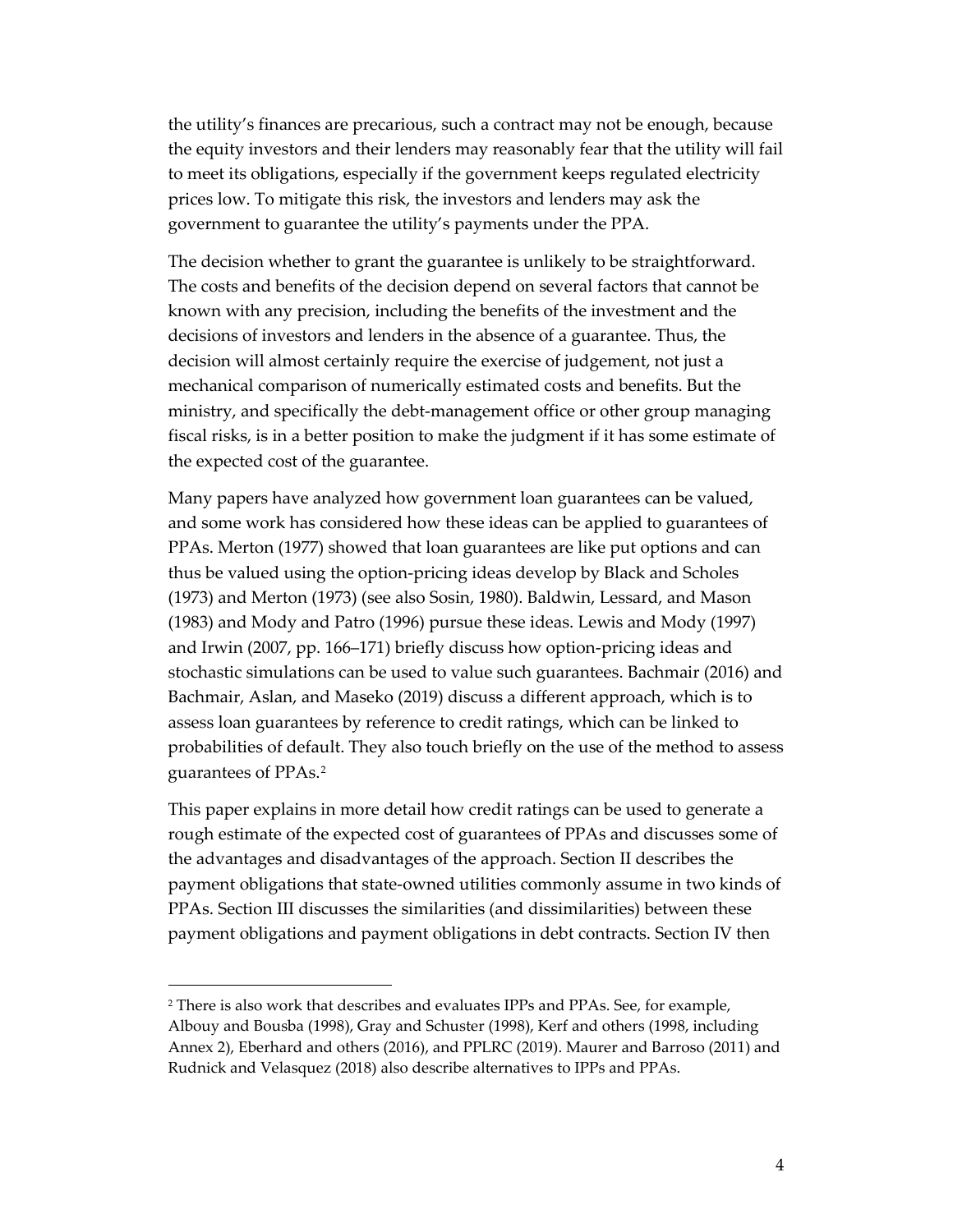the utility's finances are precarious, such a contract may not be enough, because the equity investors and their lenders may reasonably fear that the utility will fail to meet its obligations, especially if the government keeps regulated electricity prices low. To mitigate this risk, the investors and lenders may ask the government to guarantee the utility's payments under the PPA.

The decision whether to grant the guarantee is unlikely to be straightforward. The costs and benefits of the decision depend on several factors that cannot be known with any precision, including the benefits of the investment and the decisions of investors and lenders in the absence of a guarantee. Thus, the decision will almost certainly require the exercise of judgement, not just a mechanical comparison of numerically estimated costs and benefits. But the ministry, and specifically the debt-management office or other group managing fiscal risks, is in a better position to make the judgment if it has some estimate of the expected cost of the guarantee.

Many papers have analyzed how government loan guarantees can be valued, and some work has considered how these ideas can be applied to guarantees of PPAs. Merton (1977) showed that loan guarantees are like put options and can thus be valued using the option-pricing ideas develop by Black and Scholes (1973) and Merton (1973) (see also Sosin, 1980). Baldwin, Lessard, and Mason (1983) and Mody and Patro (1996) pursue these ideas. Lewis and Mody (1997) and Irwin (2007, pp. 166–171) briefly discuss how option-pricing ideas and stochastic simulations can be used to value such guarantees. Bachmair (2016) and Bachmair, Aslan, and Maseko (2019) discuss a different approach, which is to assess loan guarantees by reference to credit ratings, which can be linked to probabilities of default. They also touch briefly on the use of the method to assess guarantees of PPAs.[2]

This paper explains in more detail how credit ratings can be used to generate a rough estimate of the expected cost of guarantees of PPAs and discusses some of the advantages and disadvantages of the approach. Section II describes the payment obligations that state-owned utilities commonly assume in two kinds of PPAs. Section III discusses the similarities (and dissimilarities) between these payment obligations and payment obligations in debt contracts. Section IV then

[2] There is also work that describes and evaluates IPPs and PPAs. See, for example, Albouy and Bousba (1998), Gray and Schuster (1998), Kerf and others (1998, including Annex 2), Eberhard and others (2016), and PPLRC (2019). Maurer and Barroso (2011) and Rudnick and Velasquez (2018) also describe alternatives to IPPs and PPAs.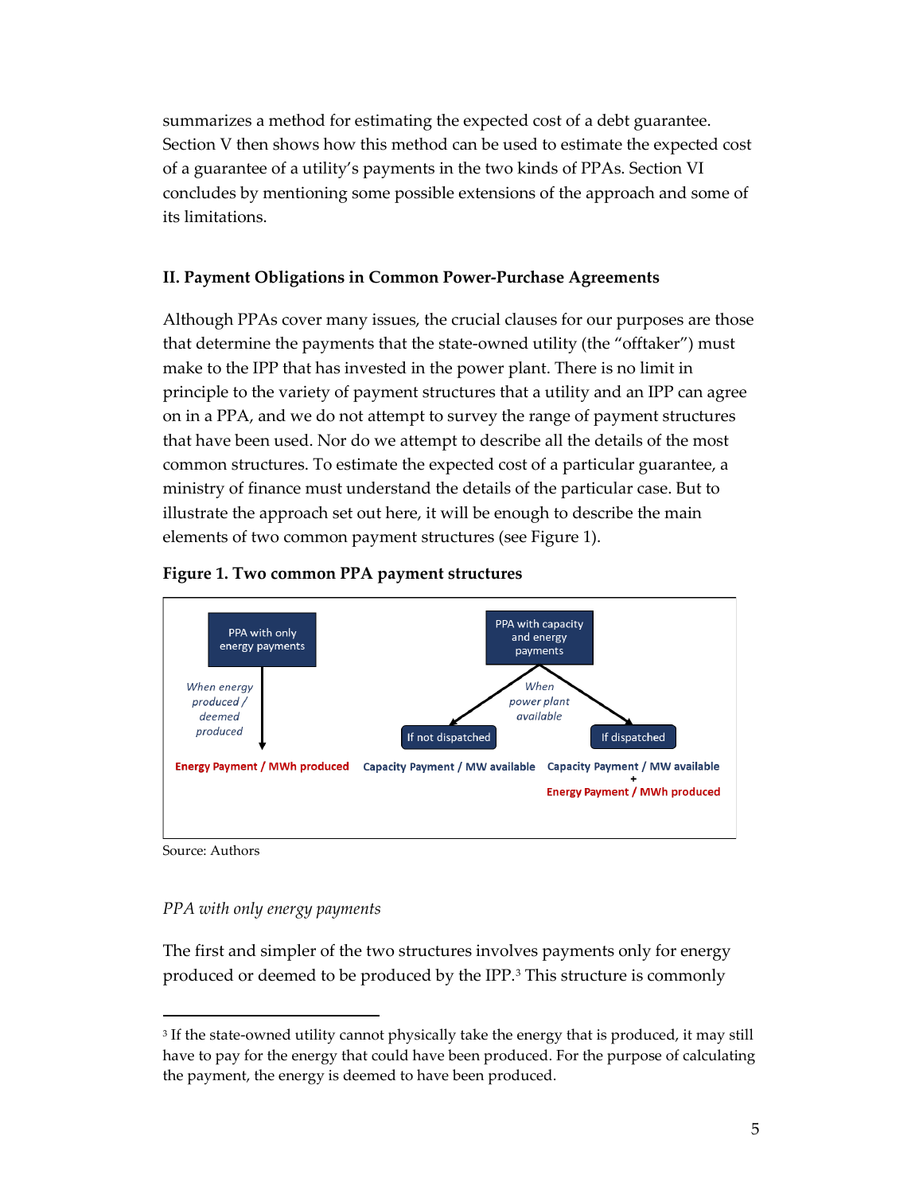summarizes a method for estimating the expected cost of a debt guarantee. Section V then shows how this method can be used to estimate the expected cost of a guarantee of a utility's payments in the two kinds of PPAs. Section VI concludes by mentioning some possible extensions of the approach and some of its limitations.

## II. Payment Obligations in Common Power-Purchase Agreements

Although PPAs cover many issues, the crucial clauses for our purposes are those that determine the payments that the state-owned utility (the "offtaker") must make to the IPP that has invested in the power plant. There is no limit in principle to the variety of payment structures that a utility and an IPP can agree on in a PPA, and we do not attempt to survey the range of payment structures that have been used. Nor do we attempt to describe all the details of the most common structures. To estimate the expected cost of a particular guarantee, a ministry of finance must understand the details of the particular case. But to illustrate the approach set out here, it will be enough to describe the main elements of two common payment structures (see Figure 1).

**Figure 1. Two common PPA payment structures**

PPA with only energy payments → *When energy produced / deemed produced* → **Energy Payment / MWh produced**

PPA with capacity and energy payments → *When power plant available* →
- If not dispatched → **Capacity Payment / MW available**
- If dispatched → **Capacity Payment / MW available + Energy Payment / MWh produced**

Source: Authors

### *PPA with only energy payments*

The first and simpler of the two structures involves payments only for energy produced or deemed to be produced by the IPP.[3] This structure is commonly

[3] If the state-owned utility cannot physically take the energy that is produced, it may still have to pay for the energy that could have been produced. For the purpose of calculating the payment, the energy is deemed to have been produced.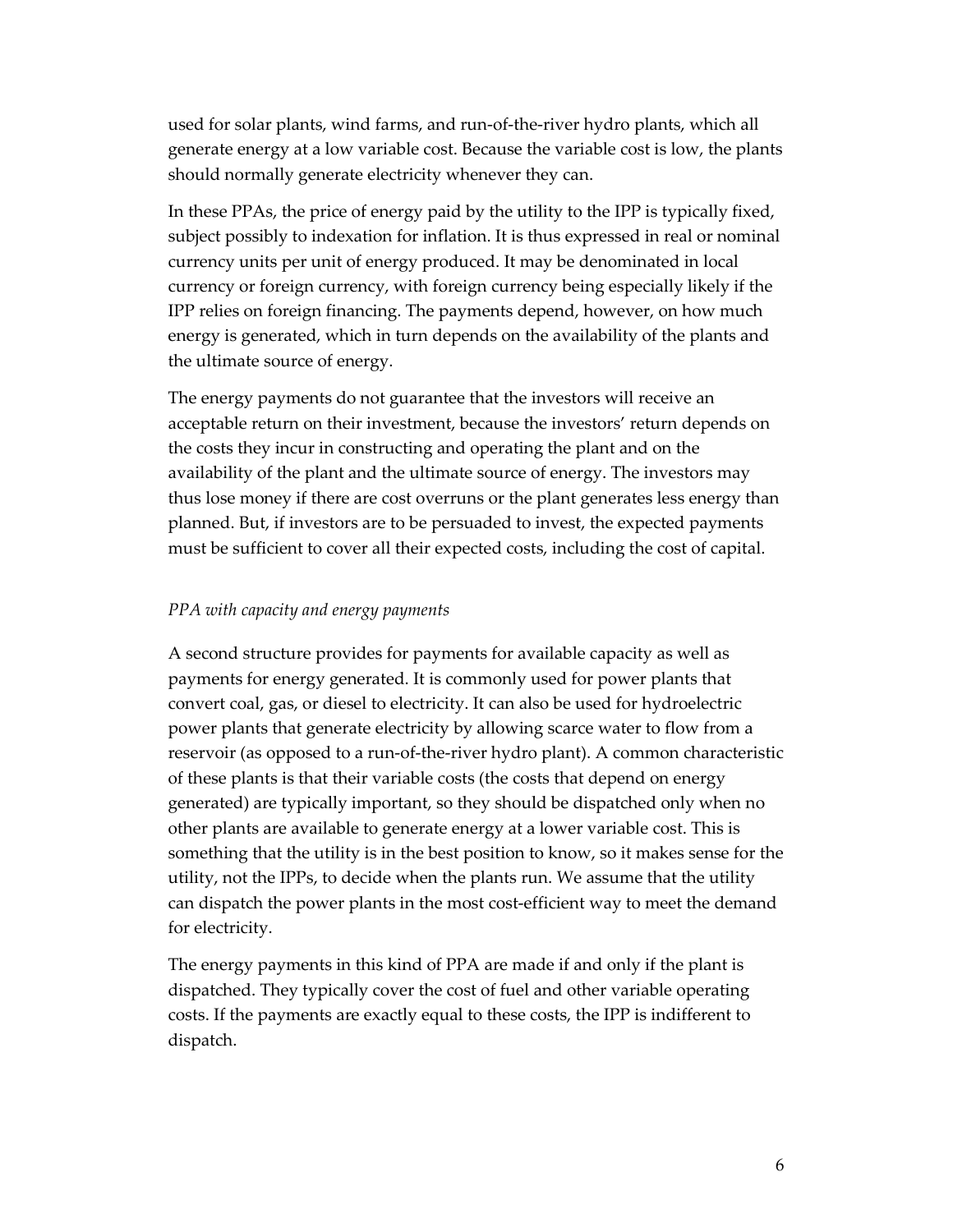used for solar plants, wind farms, and run-of-the-river hydro plants, which all generate energy at a low variable cost. Because the variable cost is low, the plants should normally generate electricity whenever they can.

In these PPAs, the price of energy paid by the utility to the IPP is typically fixed, subject possibly to indexation for inflation. It is thus expressed in real or nominal currency units per unit of energy produced. It may be denominated in local currency or foreign currency, with foreign currency being especially likely if the IPP relies on foreign financing. The payments depend, however, on how much energy is generated, which in turn depends on the availability of the plants and the ultimate source of energy.

The energy payments do not guarantee that the investors will receive an acceptable return on their investment, because the investors' return depends on the costs they incur in constructing and operating the plant and on the availability of the plant and the ultimate source of energy. The investors may thus lose money if there are cost overruns or the plant generates less energy than planned. But, if investors are to be persuaded to invest, the expected payments must be sufficient to cover all their expected costs, including the cost of capital.

*PPA with capacity and energy payments*

A second structure provides for payments for available capacity as well as payments for energy generated. It is commonly used for power plants that convert coal, gas, or diesel to electricity. It can also be used for hydroelectric power plants that generate electricity by allowing scarce water to flow from a reservoir (as opposed to a run-of-the-river hydro plant). A common characteristic of these plants is that their variable costs (the costs that depend on energy generated) are typically important, so they should be dispatched only when no other plants are available to generate energy at a lower variable cost. This is something that the utility is in the best position to know, so it makes sense for the utility, not the IPPs, to decide when the plants run. We assume that the utility can dispatch the power plants in the most cost-efficient way to meet the demand for electricity.

The energy payments in this kind of PPA are made if and only if the plant is dispatched. They typically cover the cost of fuel and other variable operating costs. If the payments are exactly equal to these costs, the IPP is indifferent to dispatch.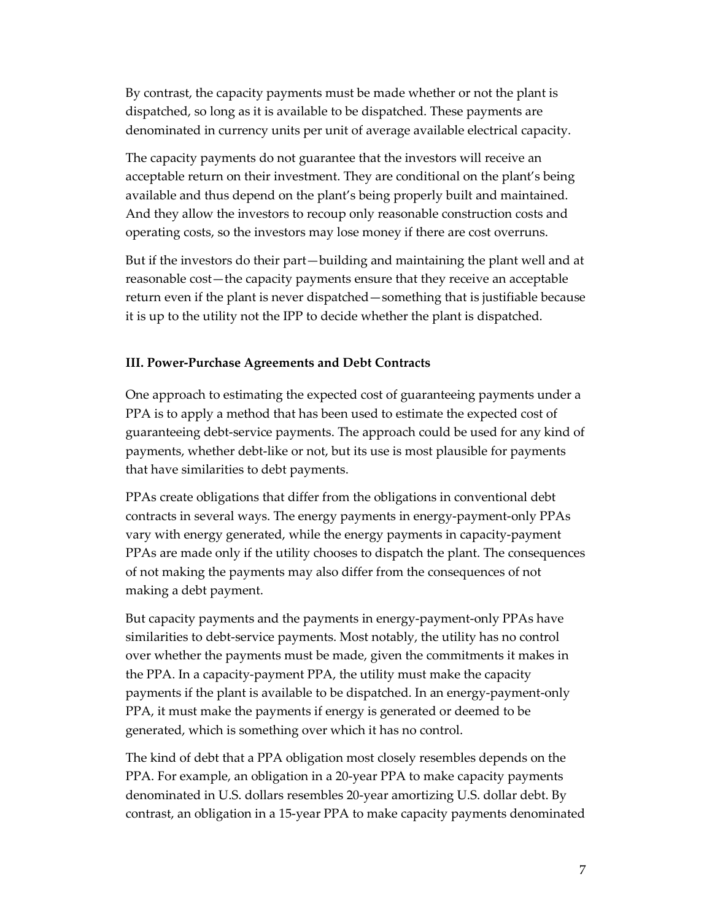By contrast, the capacity payments must be made whether or not the plant is dispatched, so long as it is available to be dispatched. These payments are denominated in currency units per unit of average available electrical capacity.

The capacity payments do not guarantee that the investors will receive an acceptable return on their investment. They are conditional on the plant's being available and thus depend on the plant's being properly built and maintained. And they allow the investors to recoup only reasonable construction costs and operating costs, so the investors may lose money if there are cost overruns.

But if the investors do their part—building and maintaining the plant well and at reasonable cost—the capacity payments ensure that they receive an acceptable return even if the plant is never dispatched—something that is justifiable because it is up to the utility not the IPP to decide whether the plant is dispatched.

### III. Power-Purchase Agreements and Debt Contracts

One approach to estimating the expected cost of guaranteeing payments under a PPA is to apply a method that has been used to estimate the expected cost of guaranteeing debt-service payments. The approach could be used for any kind of payments, whether debt-like or not, but its use is most plausible for payments that have similarities to debt payments.

PPAs create obligations that differ from the obligations in conventional debt contracts in several ways. The energy payments in energy-payment-only PPAs vary with energy generated, while the energy payments in capacity-payment PPAs are made only if the utility chooses to dispatch the plant. The consequences of not making the payments may also differ from the consequences of not making a debt payment.

But capacity payments and the payments in energy-payment-only PPAs have similarities to debt-service payments. Most notably, the utility has no control over whether the payments must be made, given the commitments it makes in the PPA. In a capacity-payment PPA, the utility must make the capacity payments if the plant is available to be dispatched. In an energy-payment-only PPA, it must make the payments if energy is generated or deemed to be generated, which is something over which it has no control.

The kind of debt that a PPA obligation most closely resembles depends on the PPA. For example, an obligation in a 20-year PPA to make capacity payments denominated in U.S. dollars resembles 20-year amortizing U.S. dollar debt. By contrast, an obligation in a 15-year PPA to make capacity payments denominated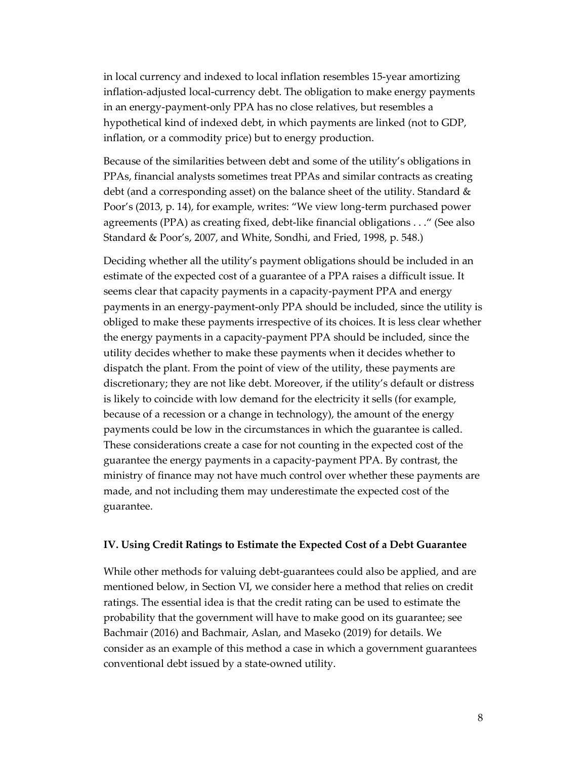in local currency and indexed to local inflation resembles 15-year amortizing inflation-adjusted local-currency debt. The obligation to make energy payments in an energy-payment-only PPA has no close relatives, but resembles a hypothetical kind of indexed debt, in which payments are linked (not to GDP, inflation, or a commodity price) but to energy production.

Because of the similarities between debt and some of the utility's obligations in PPAs, financial analysts sometimes treat PPAs and similar contracts as creating debt (and a corresponding asset) on the balance sheet of the utility. Standard & Poor's (2013, p. 14), for example, writes: "We view long-term purchased power agreements (PPA) as creating fixed, debt-like financial obligations . . ." (See also Standard & Poor's, 2007, and White, Sondhi, and Fried, 1998, p. 548.)

Deciding whether all the utility's payment obligations should be included in an estimate of the expected cost of a guarantee of a PPA raises a difficult issue. It seems clear that capacity payments in a capacity-payment PPA and energy payments in an energy-payment-only PPA should be included, since the utility is obliged to make these payments irrespective of its choices. It is less clear whether the energy payments in a capacity-payment PPA should be included, since the utility decides whether to make these payments when it decides whether to dispatch the plant. From the point of view of the utility, these payments are discretionary; they are not like debt. Moreover, if the utility's default or distress is likely to coincide with low demand for the electricity it sells (for example, because of a recession or a change in technology), the amount of the energy payments could be low in the circumstances in which the guarantee is called. These considerations create a case for not counting in the expected cost of the guarantee the energy payments in a capacity-payment PPA. By contrast, the ministry of finance may not have much control over whether these payments are made, and not including them may underestimate the expected cost of the guarantee.

## IV. Using Credit Ratings to Estimate the Expected Cost of a Debt Guarantee

While other methods for valuing debt-guarantees could also be applied, and are mentioned below, in Section VI, we consider here a method that relies on credit ratings. The essential idea is that the credit rating can be used to estimate the probability that the government will have to make good on its guarantee; see Bachmair (2016) and Bachmair, Aslan, and Maseko (2019) for details. We consider as an example of this method a case in which a government guarantees conventional debt issued by a state-owned utility.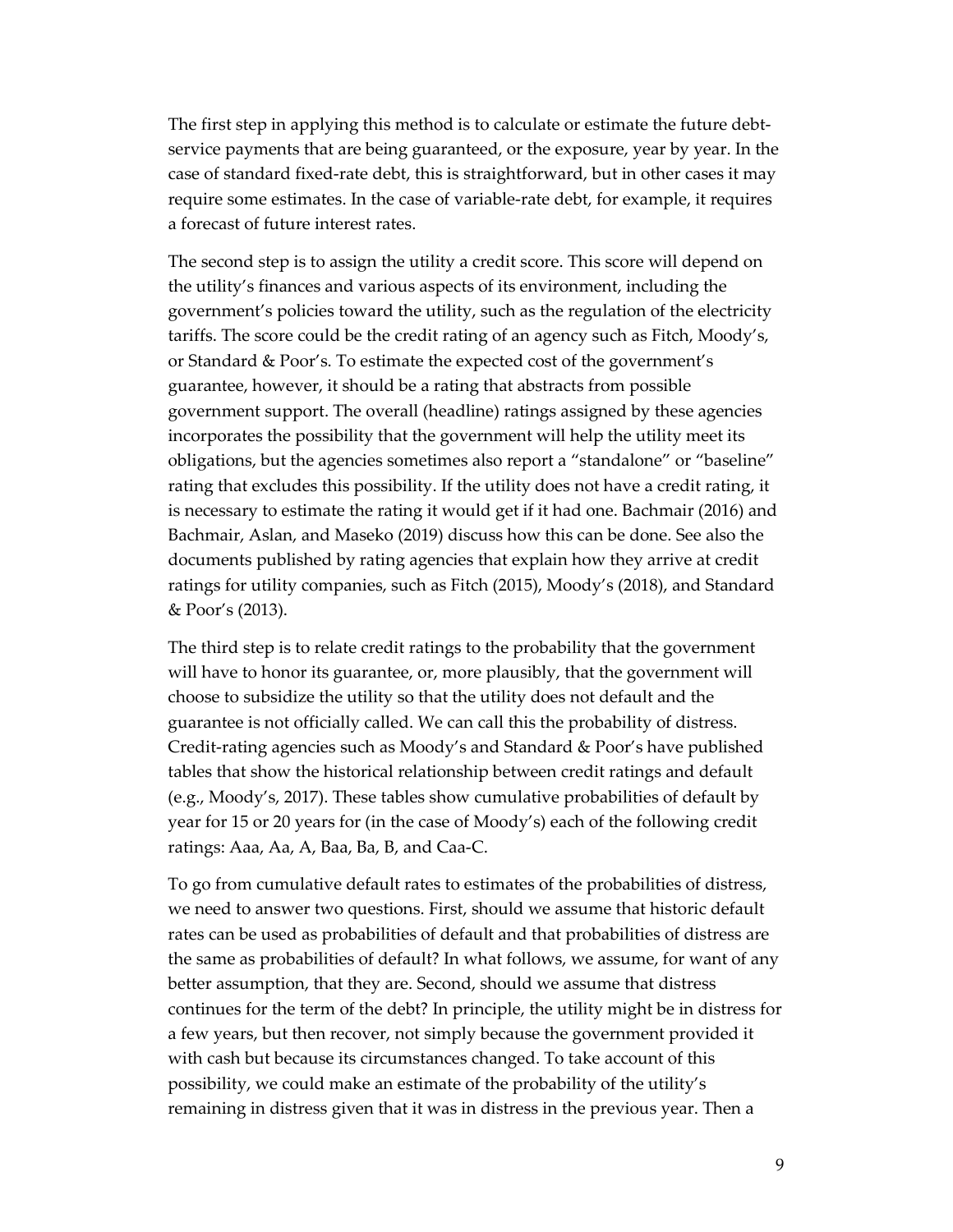The first step in applying this method is to calculate or estimate the future debt-service payments that are being guaranteed, or the exposure, year by year. In the case of standard fixed-rate debt, this is straightforward, but in other cases it may require some estimates. In the case of variable-rate debt, for example, it requires a forecast of future interest rates.

The second step is to assign the utility a credit score. This score will depend on the utility's finances and various aspects of its environment, including the government's policies toward the utility, such as the regulation of the electricity tariffs. The score could be the credit rating of an agency such as Fitch, Moody's, or Standard & Poor's. To estimate the expected cost of the government's guarantee, however, it should be a rating that abstracts from possible government support. The overall (headline) ratings assigned by these agencies incorporates the possibility that the government will help the utility meet its obligations, but the agencies sometimes also report a "standalone" or "baseline" rating that excludes this possibility. If the utility does not have a credit rating, it is necessary to estimate the rating it would get if it had one. Bachmair (2016) and Bachmair, Aslan, and Maseko (2019) discuss how this can be done. See also the documents published by rating agencies that explain how they arrive at credit ratings for utility companies, such as Fitch (2015), Moody's (2018), and Standard & Poor's (2013).

The third step is to relate credit ratings to the probability that the government will have to honor its guarantee, or, more plausibly, that the government will choose to subsidize the utility so that the utility does not default and the guarantee is not officially called. We can call this the probability of distress. Credit-rating agencies such as Moody's and Standard & Poor's have published tables that show the historical relationship between credit ratings and default (e.g., Moody's, 2017). These tables show cumulative probabilities of default by year for 15 or 20 years for (in the case of Moody's) each of the following credit ratings: Aaa, Aa, A, Baa, Ba, B, and Caa-C.

To go from cumulative default rates to estimates of the probabilities of distress, we need to answer two questions. First, should we assume that historic default rates can be used as probabilities of default and that probabilities of distress are the same as probabilities of default? In what follows, we assume, for want of any better assumption, that they are. Second, should we assume that distress continues for the term of the debt? In principle, the utility might be in distress for a few years, but then recover, not simply because the government provided it with cash but because its circumstances changed. To take account of this possibility, we could make an estimate of the probability of the utility's remaining in distress given that it was in distress in the previous year. Then a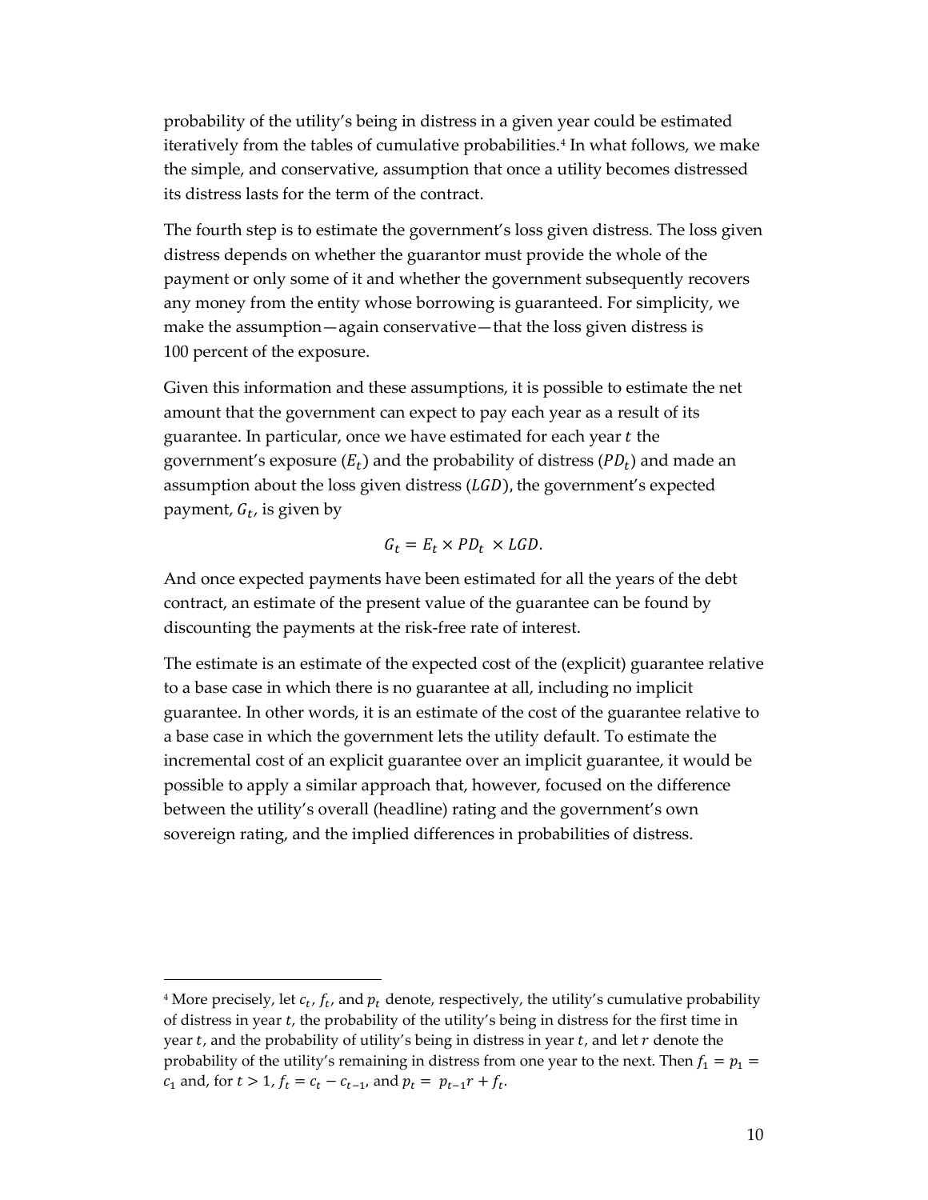probability of the utility's being in distress in a given year could be estimated iteratively from the tables of cumulative probabilities.[4] In what follows, we make the simple, and conservative, assumption that once a utility becomes distressed its distress lasts for the term of the contract.

The fourth step is to estimate the government's loss given distress. The loss given distress depends on whether the guarantor must provide the whole of the payment or only some of it and whether the government subsequently recovers any money from the entity whose borrowing is guaranteed. For simplicity, we make the assumption—again conservative—that the loss given distress is 100 percent of the exposure.

Given this information and these assumptions, it is possible to estimate the net amount that the government can expect to pay each year as a result of its guarantee. In particular, once we have estimated for each year $t$ the government's exposure ($E_t$) and the probability of distress ($PD_t$) and made an assumption about the loss given distress ($LGD$), the government's expected payment, $G_t$, is given by

$$G_t = E_t \times PD_t \times LGD.$$

And once expected payments have been estimated for all the years of the debt contract, an estimate of the present value of the guarantee can be found by discounting the payments at the risk-free rate of interest.

The estimate is an estimate of the expected cost of the (explicit) guarantee relative to a base case in which there is no guarantee at all, including no implicit guarantee. In other words, it is an estimate of the cost of the guarantee relative to a base case in which the government lets the utility default. To estimate the incremental cost of an explicit guarantee over an implicit guarantee, it would be possible to apply a similar approach that, however, focused on the difference between the utility's overall (headline) rating and the government's own sovereign rating, and the implied differences in probabilities of distress.

[4] More precisely, let $c_t$, $f_t$, and $p_t$ denote, respectively, the utility's cumulative probability of distress in year $t$, the probability of the utility's being in distress for the first time in year $t$, and the probability of utility's being in distress in year $t$, and let $r$ denote the probability of the utility's remaining in distress from one year to the next. Then $f_1 = p_1 = c_1$ and, for $t > 1$, $f_t = c_t - c_{t-1}$, and $p_t = p_{t-1}r + f_t$.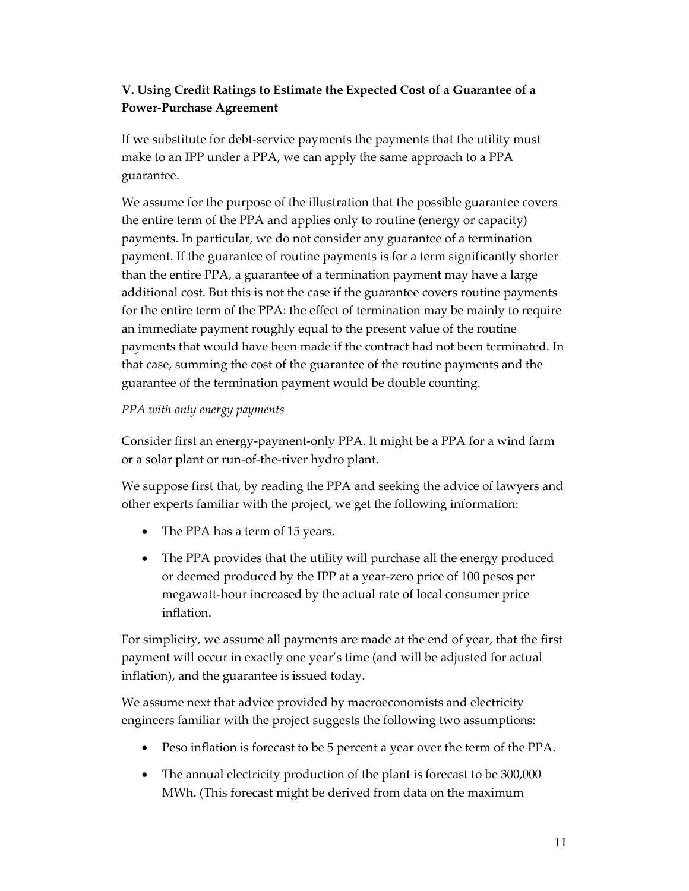### V. Using Credit Ratings to Estimate the Expected Cost of a Guarantee of a Power-Purchase Agreement

If we substitute for debt-service payments the payments that the utility must make to an IPP under a PPA, we can apply the same approach to a PPA guarantee.

We assume for the purpose of the illustration that the possible guarantee covers the entire term of the PPA and applies only to routine (energy or capacity) payments. In particular, we do not consider any guarantee of a termination payment. If the guarantee of routine payments is for a term significantly shorter than the entire PPA, a guarantee of a termination payment may have a large additional cost. But this is not the case if the guarantee covers routine payments for the entire term of the PPA: the effect of termination may be mainly to require an immediate payment roughly equal to the present value of the routine payments that would have been made if the contract had not been terminated. In that case, summing the cost of the guarantee of the routine payments and the guarantee of the termination payment would be double counting.

*PPA with only energy payments*

Consider first an energy-payment-only PPA. It might be a PPA for a wind farm or a solar plant or run-of-the-river hydro plant.

We suppose first that, by reading the PPA and seeking the advice of lawyers and other experts familiar with the project, we get the following information:

- The PPA has a term of 15 years.
- The PPA provides that the utility will purchase all the energy produced or deemed produced by the IPP at a year-zero price of 100 pesos per megawatt-hour increased by the actual rate of local consumer price inflation.

For simplicity, we assume all payments are made at the end of year, that the first payment will occur in exactly one year's time (and will be adjusted for actual inflation), and the guarantee is issued today.

We assume next that advice provided by macroeconomists and electricity engineers familiar with the project suggests the following two assumptions:

- Peso inflation is forecast to be 5 percent a year over the term of the PPA.
- The annual electricity production of the plant is forecast to be 300,000 MWh. (This forecast might be derived from data on the maximum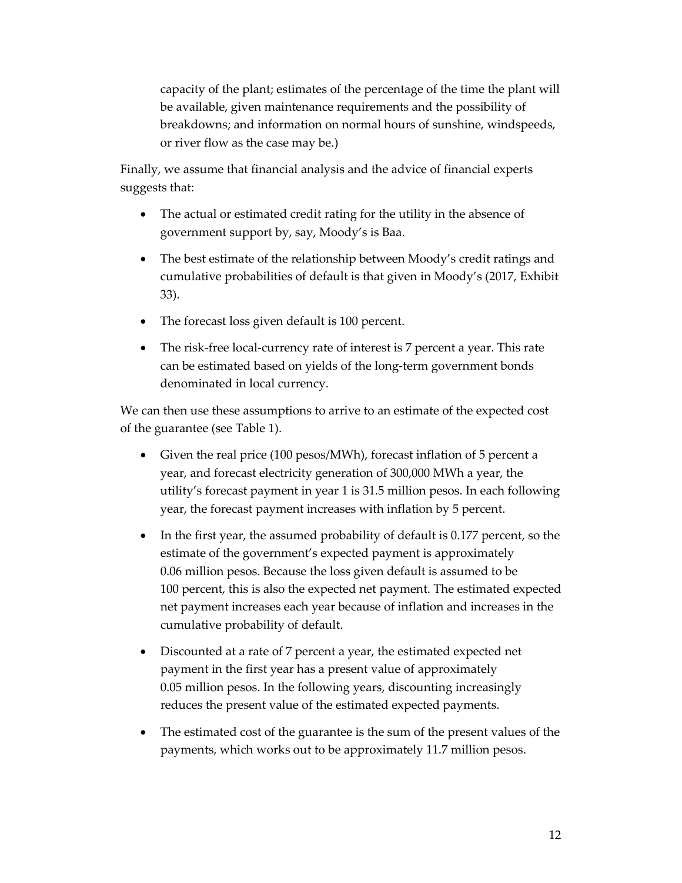capacity of the plant; estimates of the percentage of the time the plant will be available, given maintenance requirements and the possibility of breakdowns; and information on normal hours of sunshine, windspeeds, or river flow as the case may be.)

Finally, we assume that financial analysis and the advice of financial experts suggests that:

- The actual or estimated credit rating for the utility in the absence of government support by, say, Moody's is Baa.
- The best estimate of the relationship between Moody's credit ratings and cumulative probabilities of default is that given in Moody's (2017, Exhibit 33).
- The forecast loss given default is 100 percent.
- The risk-free local-currency rate of interest is 7 percent a year. This rate can be estimated based on yields of the long-term government bonds denominated in local currency.

We can then use these assumptions to arrive to an estimate of the expected cost of the guarantee (see Table 1).

- Given the real price (100 pesos/MWh), forecast inflation of 5 percent a year, and forecast electricity generation of 300,000 MWh a year, the utility's forecast payment in year 1 is 31.5 million pesos. In each following year, the forecast payment increases with inflation by 5 percent.
- In the first year, the assumed probability of default is 0.177 percent, so the estimate of the government's expected payment is approximately 0.06 million pesos. Because the loss given default is assumed to be 100 percent, this is also the expected net payment. The estimated expected net payment increases each year because of inflation and increases in the cumulative probability of default.
- Discounted at a rate of 7 percent a year, the estimated expected net payment in the first year has a present value of approximately 0.05 million pesos. In the following years, discounting increasingly reduces the present value of the estimated expected payments.
- The estimated cost of the guarantee is the sum of the present values of the payments, which works out to be approximately 11.7 million pesos.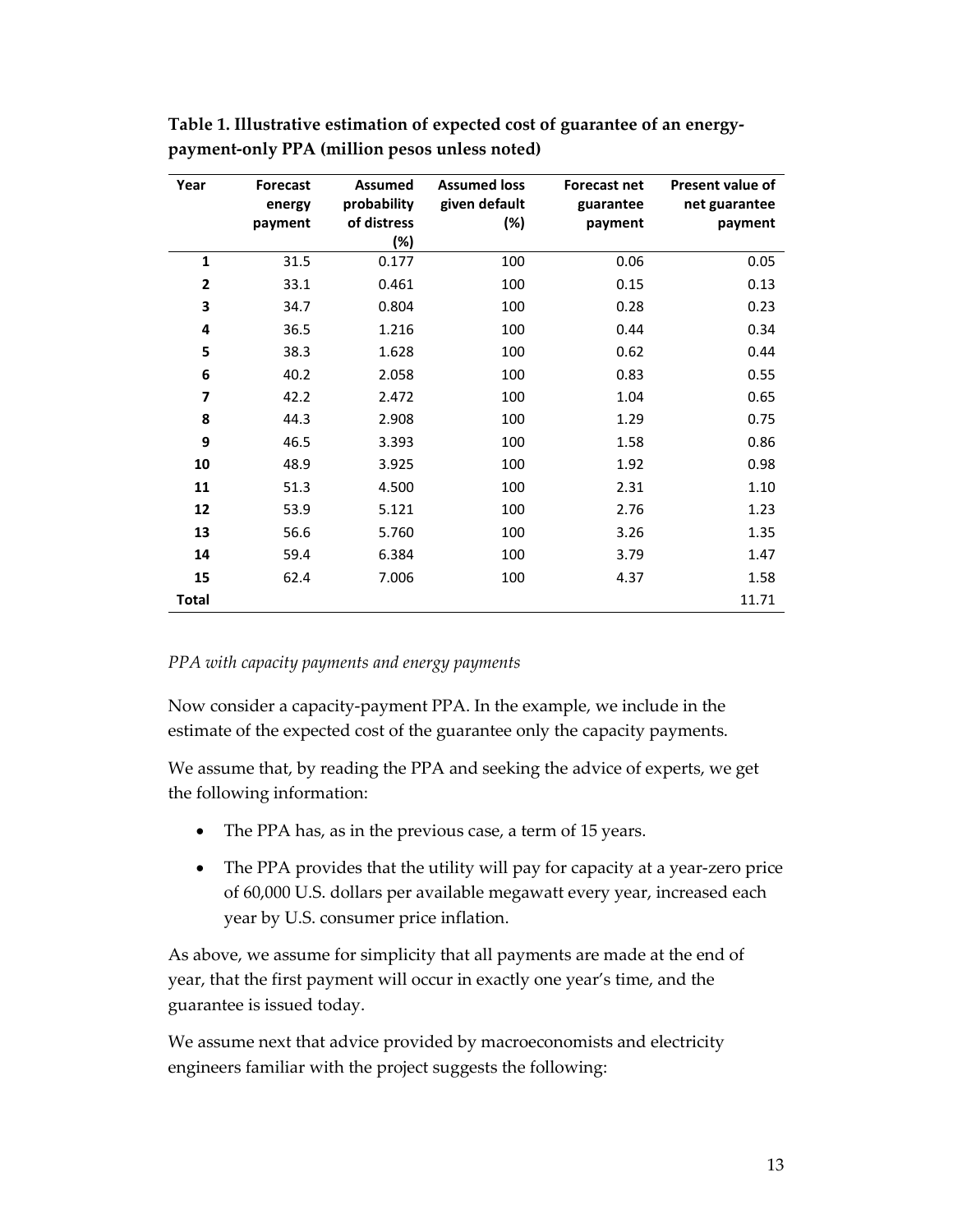**Table 1. Illustrative estimation of expected cost of guarantee of an energy-payment-only PPA (million pesos unless noted)**

| Year | Forecast energy payment | Assumed probability of distress (%) | Assumed loss given default (%) | Forecast net guarantee payment | Present value of net guarantee payment |
|---|---|---|---|---|---|
| 1 | 31.5 | 0.177 | 100 | 0.06 | 0.05 |
| 2 | 33.1 | 0.461 | 100 | 0.15 | 0.13 |
| 3 | 34.7 | 0.804 | 100 | 0.28 | 0.23 |
| 4 | 36.5 | 1.216 | 100 | 0.44 | 0.34 |
| 5 | 38.3 | 1.628 | 100 | 0.62 | 0.44 |
| 6 | 40.2 | 2.058 | 100 | 0.83 | 0.55 |
| 7 | 42.2 | 2.472 | 100 | 1.04 | 0.65 |
| 8 | 44.3 | 2.908 | 100 | 1.29 | 0.75 |
| 9 | 46.5 | 3.393 | 100 | 1.58 | 0.86 |
| 10 | 48.9 | 3.925 | 100 | 1.92 | 0.98 |
| 11 | 51.3 | 4.500 | 100 | 2.31 | 1.10 |
| 12 | 53.9 | 5.121 | 100 | 2.76 | 1.23 |
| 13 | 56.6 | 5.760 | 100 | 3.26 | 1.35 |
| 14 | 59.4 | 6.384 | 100 | 3.79 | 1.47 |
| 15 | 62.4 | 7.006 | 100 | 4.37 | 1.58 |
| **Total** | | | | | 11.71 |

*PPA with capacity payments and energy payments*

Now consider a capacity-payment PPA. In the example, we include in the estimate of the expected cost of the guarantee only the capacity payments.

We assume that, by reading the PPA and seeking the advice of experts, we get the following information:

- The PPA has, as in the previous case, a term of 15 years.
- The PPA provides that the utility will pay for capacity at a year-zero price of 60,000 U.S. dollars per available megawatt every year, increased each year by U.S. consumer price inflation.

As above, we assume for simplicity that all payments are made at the end of year, that the first payment will occur in exactly one year's time, and the guarantee is issued today.

We assume next that advice provided by macroeconomists and electricity engineers familiar with the project suggests the following: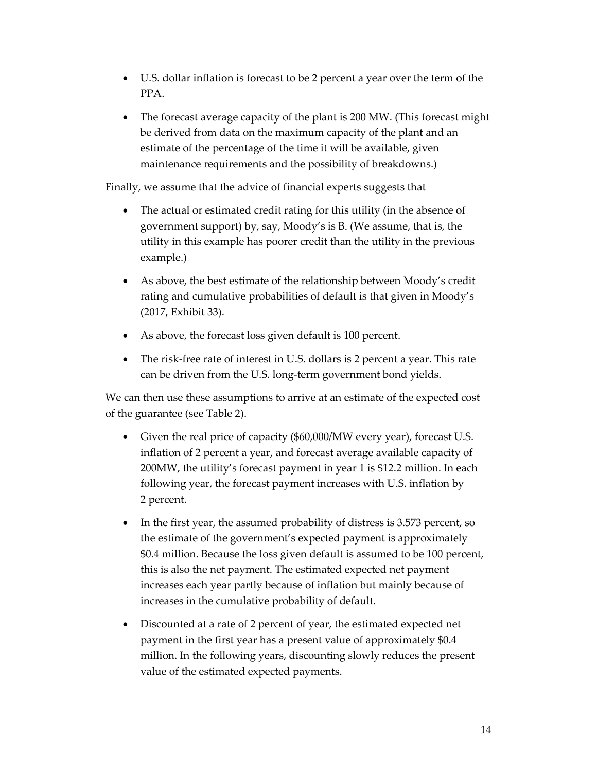- U.S. dollar inflation is forecast to be 2 percent a year over the term of the PPA.
- The forecast average capacity of the plant is 200 MW. (This forecast might be derived from data on the maximum capacity of the plant and an estimate of the percentage of the time it will be available, given maintenance requirements and the possibility of breakdowns.)

Finally, we assume that the advice of financial experts suggests that

- The actual or estimated credit rating for this utility (in the absence of government support) by, say, Moody's is B. (We assume, that is, the utility in this example has poorer credit than the utility in the previous example.)
- As above, the best estimate of the relationship between Moody's credit rating and cumulative probabilities of default is that given in Moody's (2017, Exhibit 33).
- As above, the forecast loss given default is 100 percent.
- The risk-free rate of interest in U.S. dollars is 2 percent a year. This rate can be driven from the U.S. long-term government bond yields.

We can then use these assumptions to arrive at an estimate of the expected cost of the guarantee (see Table 2).

- Given the real price of capacity ($60,000/MW every year), forecast U.S. inflation of 2 percent a year, and forecast average available capacity of 200MW, the utility's forecast payment in year 1 is $12.2 million. In each following year, the forecast payment increases with U.S. inflation by 2 percent.
- In the first year, the assumed probability of distress is 3.573 percent, so the estimate of the government's expected payment is approximately $0.4 million. Because the loss given default is assumed to be 100 percent, this is also the net payment. The estimated expected net payment increases each year partly because of inflation but mainly because of increases in the cumulative probability of default.
- Discounted at a rate of 2 percent of year, the estimated expected net payment in the first year has a present value of approximately $0.4 million. In the following years, discounting slowly reduces the present value of the estimated expected payments.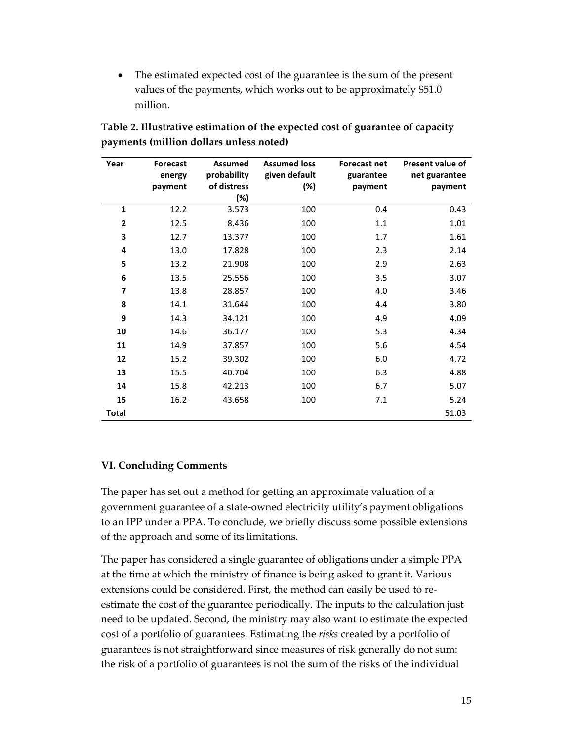- The estimated expected cost of the guarantee is the sum of the present values of the payments, which works out to be approximately \$51.0 million.

**Table 2. Illustrative estimation of the expected cost of guarantee of capacity payments (million dollars unless noted)**

| Year | Forecast energy payment | Assumed probability of distress (%) | Assumed loss given default (%) | Forecast net guarantee payment | Present value of net guarantee payment |
|---|---|---|---|---|---|
| 1 | 12.2 | 3.573 | 100 | 0.4 | 0.43 |
| 2 | 12.5 | 8.436 | 100 | 1.1 | 1.01 |
| 3 | 12.7 | 13.377 | 100 | 1.7 | 1.61 |
| 4 | 13.0 | 17.828 | 100 | 2.3 | 2.14 |
| 5 | 13.2 | 21.908 | 100 | 2.9 | 2.63 |
| 6 | 13.5 | 25.556 | 100 | 3.5 | 3.07 |
| 7 | 13.8 | 28.857 | 100 | 4.0 | 3.46 |
| 8 | 14.1 | 31.644 | 100 | 4.4 | 3.80 |
| 9 | 14.3 | 34.121 | 100 | 4.9 | 4.09 |
| 10 | 14.6 | 36.177 | 100 | 5.3 | 4.34 |
| 11 | 14.9 | 37.857 | 100 | 5.6 | 4.54 |
| 12 | 15.2 | 39.302 | 100 | 6.0 | 4.72 |
| 13 | 15.5 | 40.704 | 100 | 6.3 | 4.88 |
| 14 | 15.8 | 42.213 | 100 | 6.7 | 5.07 |
| 15 | 16.2 | 43.658 | 100 | 7.1 | 5.24 |
| **Total** | | | | | 51.03 |

### VI. Concluding Comments

The paper has set out a method for getting an approximate valuation of a government guarantee of a state-owned electricity utility's payment obligations to an IPP under a PPA. To conclude, we briefly discuss some possible extensions of the approach and some of its limitations.

The paper has considered a single guarantee of obligations under a simple PPA at the time at which the ministry of finance is being asked to grant it. Various extensions could be considered. First, the method can easily be used to re-estimate the cost of the guarantee periodically. The inputs to the calculation just need to be updated. Second, the ministry may also want to estimate the expected cost of a portfolio of guarantees. Estimating the *risks* created by a portfolio of guarantees is not straightforward since measures of risk generally do not sum: the risk of a portfolio of guarantees is not the sum of the risks of the individual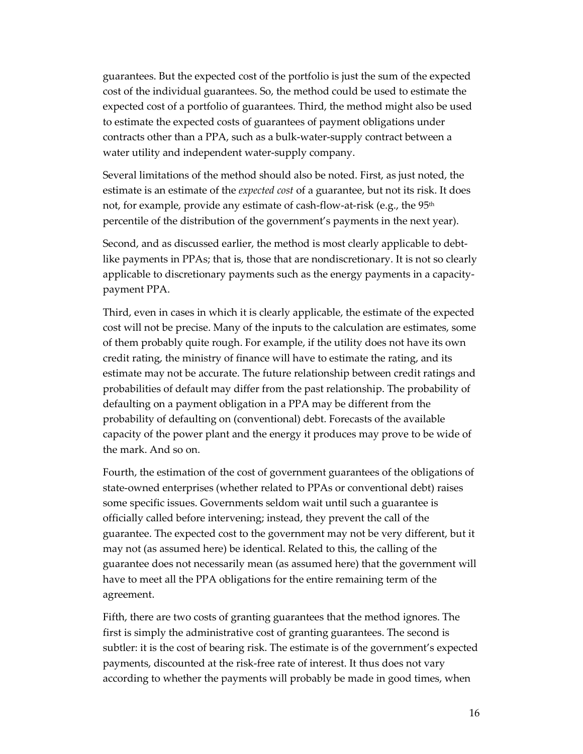guarantees. But the expected cost of the portfolio is just the sum of the expected cost of the individual guarantees. So, the method could be used to estimate the expected cost of a portfolio of guarantees. Third, the method might also be used to estimate the expected costs of guarantees of payment obligations under contracts other than a PPA, such as a bulk-water-supply contract between a water utility and independent water-supply company.

Several limitations of the method should also be noted. First, as just noted, the estimate is an estimate of the *expected cost* of a guarantee, but not its risk. It does not, for example, provide any estimate of cash-flow-at-risk (e.g., the 95th percentile of the distribution of the government's payments in the next year).

Second, and as discussed earlier, the method is most clearly applicable to debt-like payments in PPAs; that is, those that are nondiscretionary. It is not so clearly applicable to discretionary payments such as the energy payments in a capacity-payment PPA.

Third, even in cases in which it is clearly applicable, the estimate of the expected cost will not be precise. Many of the inputs to the calculation are estimates, some of them probably quite rough. For example, if the utility does not have its own credit rating, the ministry of finance will have to estimate the rating, and its estimate may not be accurate. The future relationship between credit ratings and probabilities of default may differ from the past relationship. The probability of defaulting on a payment obligation in a PPA may be different from the probability of defaulting on (conventional) debt. Forecasts of the available capacity of the power plant and the energy it produces may prove to be wide of the mark. And so on.

Fourth, the estimation of the cost of government guarantees of the obligations of state-owned enterprises (whether related to PPAs or conventional debt) raises some specific issues. Governments seldom wait until such a guarantee is officially called before intervening; instead, they prevent the call of the guarantee. The expected cost to the government may not be very different, but it may not (as assumed here) be identical. Related to this, the calling of the guarantee does not necessarily mean (as assumed here) that the government will have to meet all the PPA obligations for the entire remaining term of the agreement.

Fifth, there are two costs of granting guarantees that the method ignores. The first is simply the administrative cost of granting guarantees. The second is subtler: it is the cost of bearing risk. The estimate is of the government's expected payments, discounted at the risk-free rate of interest. It thus does not vary according to whether the payments will probably be made in good times, when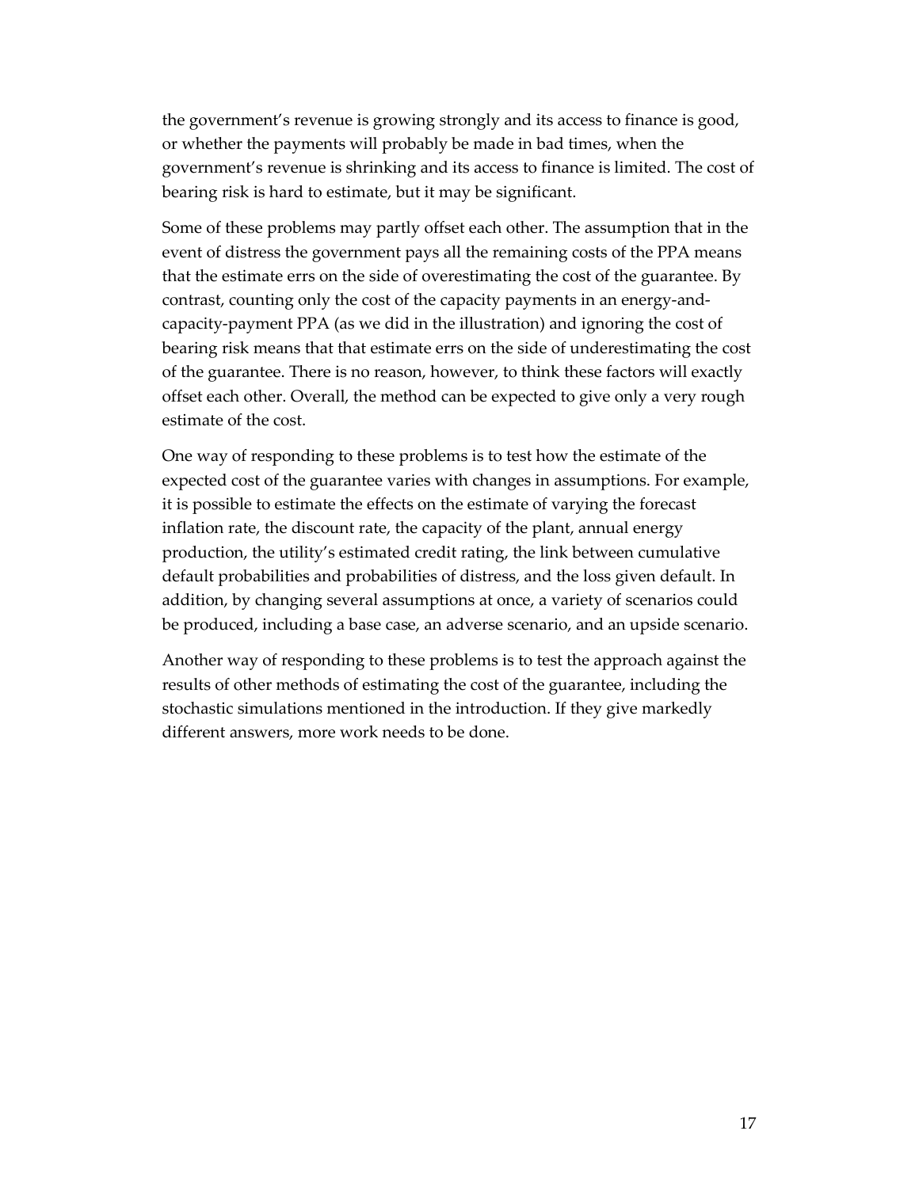the government's revenue is growing strongly and its access to finance is good, or whether the payments will probably be made in bad times, when the government's revenue is shrinking and its access to finance is limited. The cost of bearing risk is hard to estimate, but it may be significant.

Some of these problems may partly offset each other. The assumption that in the event of distress the government pays all the remaining costs of the PPA means that the estimate errs on the side of overestimating the cost of the guarantee. By contrast, counting only the cost of the capacity payments in an energy-and-capacity-payment PPA (as we did in the illustration) and ignoring the cost of bearing risk means that that estimate errs on the side of underestimating the cost of the guarantee. There is no reason, however, to think these factors will exactly offset each other. Overall, the method can be expected to give only a very rough estimate of the cost.

One way of responding to these problems is to test how the estimate of the expected cost of the guarantee varies with changes in assumptions. For example, it is possible to estimate the effects on the estimate of varying the forecast inflation rate, the discount rate, the capacity of the plant, annual energy production, the utility's estimated credit rating, the link between cumulative default probabilities and probabilities of distress, and the loss given default. In addition, by changing several assumptions at once, a variety of scenarios could be produced, including a base case, an adverse scenario, and an upside scenario.

Another way of responding to these problems is to test the approach against the results of other methods of estimating the cost of the guarantee, including the stochastic simulations mentioned in the introduction. If they give markedly different answers, more work needs to be done.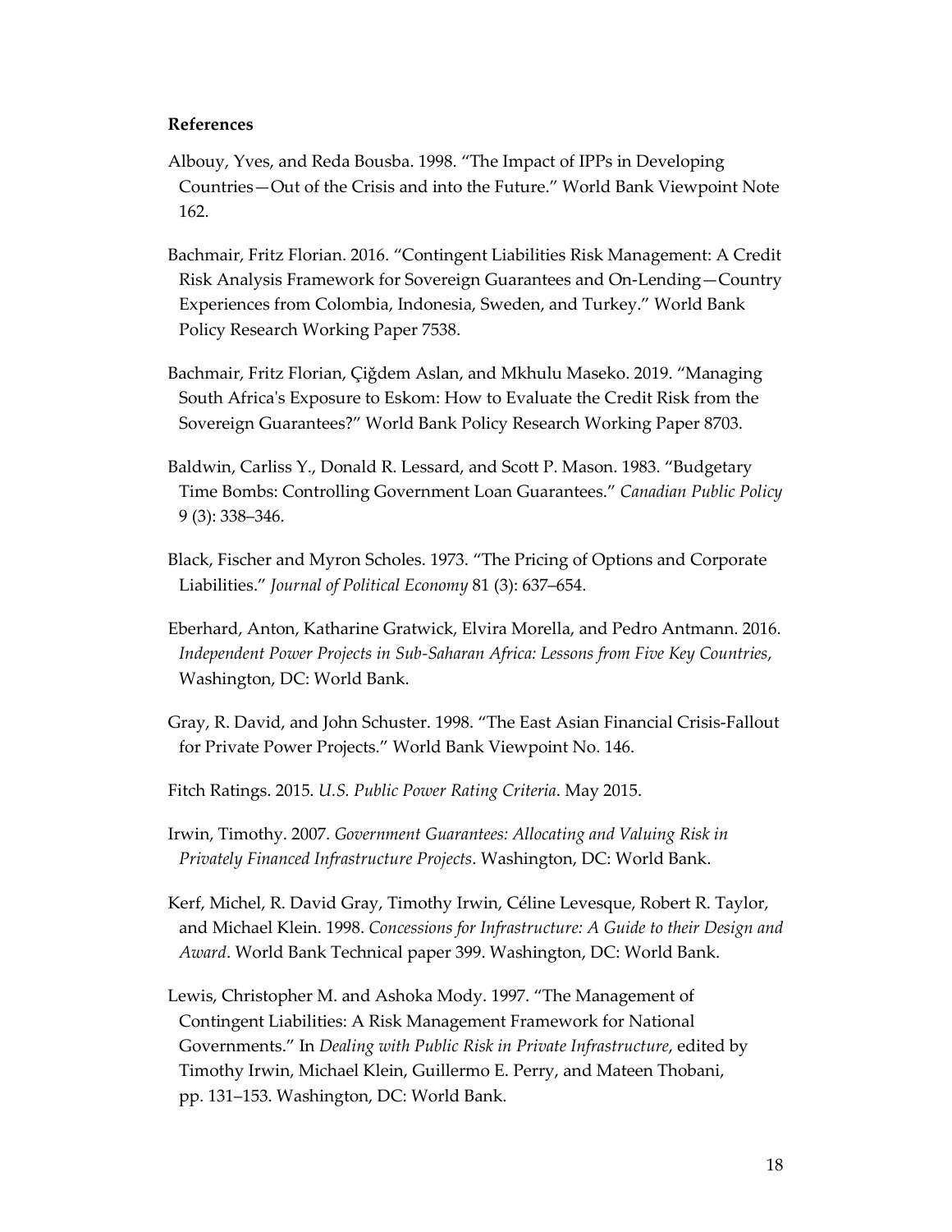**References**

Albouy, Yves, and Reda Bousba. 1998. "The Impact of IPPs in Developing Countries—Out of the Crisis and into the Future." World Bank Viewpoint Note 162.

Bachmair, Fritz Florian. 2016. "Contingent Liabilities Risk Management: A Credit Risk Analysis Framework for Sovereign Guarantees and On-Lending—Country Experiences from Colombia, Indonesia, Sweden, and Turkey." World Bank Policy Research Working Paper 7538.

Bachmair, Fritz Florian, Çiğdem Aslan, and Mkhulu Maseko. 2019. "Managing South Africa's Exposure to Eskom: How to Evaluate the Credit Risk from the Sovereign Guarantees?" World Bank Policy Research Working Paper 8703.

Baldwin, Carliss Y., Donald R. Lessard, and Scott P. Mason. 1983. "Budgetary Time Bombs: Controlling Government Loan Guarantees." *Canadian Public Policy* 9 (3): 338–346.

Black, Fischer and Myron Scholes. 1973. "The Pricing of Options and Corporate Liabilities." *Journal of Political Economy* 81 (3): 637–654.

Eberhard, Anton, Katharine Gratwick, Elvira Morella, and Pedro Antmann. 2016. *Independent Power Projects in Sub-Saharan Africa: Lessons from Five Key Countries*, Washington, DC: World Bank.

Gray, R. David, and John Schuster. 1998. "The East Asian Financial Crisis-Fallout for Private Power Projects." World Bank Viewpoint No. 146.

Fitch Ratings. 2015. *U.S. Public Power Rating Criteria*. May 2015.

Irwin, Timothy. 2007. *Government Guarantees: Allocating and Valuing Risk in Privately Financed Infrastructure Projects*. Washington, DC: World Bank.

Kerf, Michel, R. David Gray, Timothy Irwin, Céline Levesque, Robert R. Taylor, and Michael Klein. 1998. *Concessions for Infrastructure: A Guide to their Design and Award*. World Bank Technical paper 399. Washington, DC: World Bank.

Lewis, Christopher M. and Ashoka Mody. 1997. "The Management of Contingent Liabilities: A Risk Management Framework for National Governments." In *Dealing with Public Risk in Private Infrastructure*, edited by Timothy Irwin, Michael Klein, Guillermo E. Perry, and Mateen Thobani, pp. 131–153. Washington, DC: World Bank.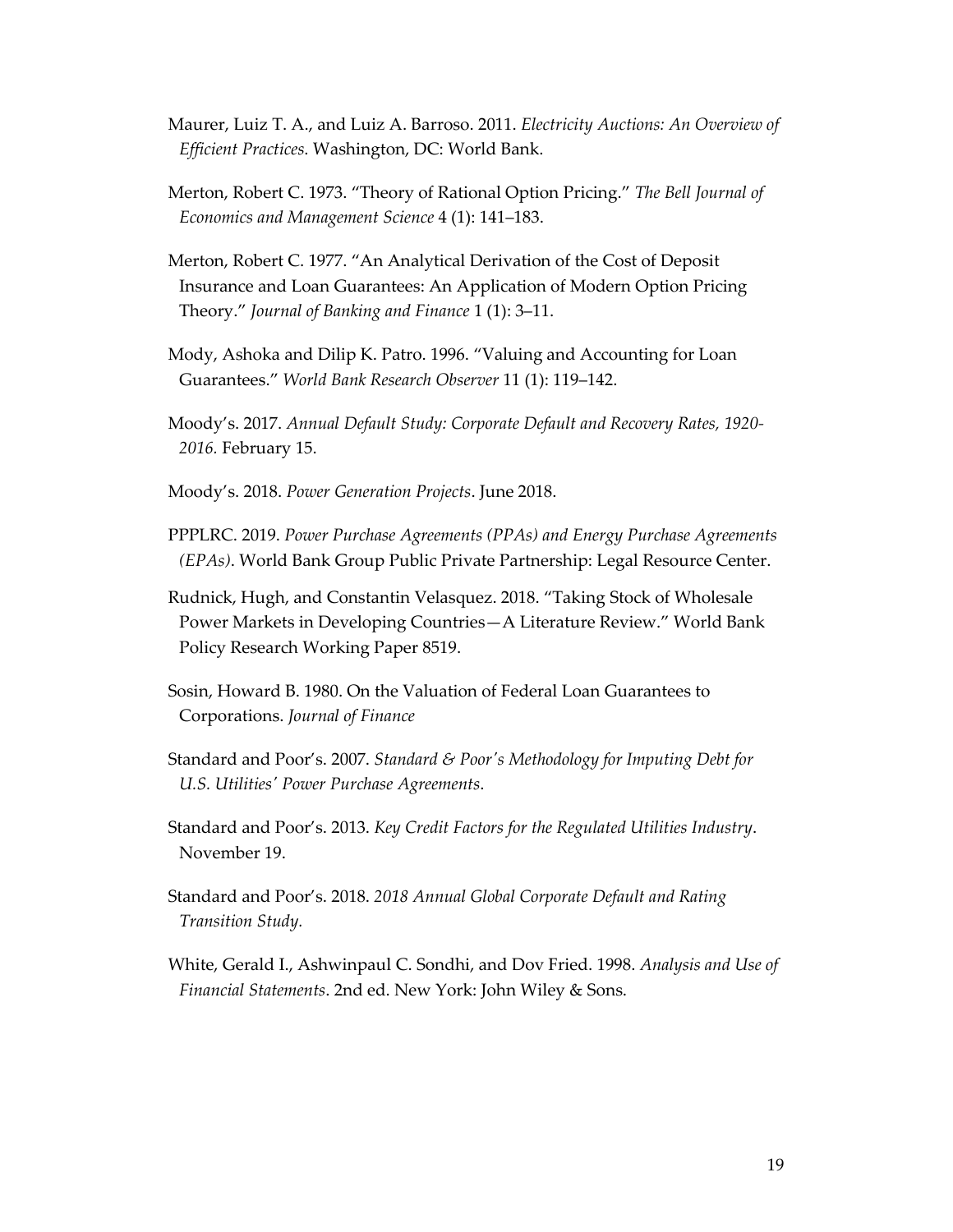Maurer, Luiz T. A., and Luiz A. Barroso. 2011. *Electricity Auctions: An Overview of Efficient Practices*. Washington, DC: World Bank.

Merton, Robert C. 1973. "Theory of Rational Option Pricing." *The Bell Journal of Economics and Management Science* 4 (1): 141–183.

Merton, Robert C. 1977. "An Analytical Derivation of the Cost of Deposit Insurance and Loan Guarantees: An Application of Modern Option Pricing Theory." *Journal of Banking and Finance* 1 (1): 3–11.

Mody, Ashoka and Dilip K. Patro. 1996. "Valuing and Accounting for Loan Guarantees." *World Bank Research Observer* 11 (1): 119–142.

Moody's. 2017. *Annual Default Study: Corporate Default and Recovery Rates, 1920-2016.* February 15.

Moody's. 2018. *Power Generation Projects*. June 2018.

PPPLRC. 2019. *Power Purchase Agreements (PPAs) and Energy Purchase Agreements (EPAs)*. World Bank Group Public Private Partnership: Legal Resource Center.

Rudnick, Hugh, and Constantin Velasquez. 2018. "Taking Stock of Wholesale Power Markets in Developing Countries—A Literature Review." World Bank Policy Research Working Paper 8519.

Sosin, Howard B. 1980. On the Valuation of Federal Loan Guarantees to Corporations. *Journal of Finance*

Standard and Poor's. 2007. *Standard & Poor's Methodology for Imputing Debt for U.S. Utilities' Power Purchase Agreements*.

Standard and Poor's. 2013. *Key Credit Factors for the Regulated Utilities Industry*. November 19.

Standard and Poor's. 2018. *2018 Annual Global Corporate Default and Rating Transition Study.*

White, Gerald I., Ashwinpaul C. Sondhi, and Dov Fried. 1998. *Analysis and Use of Financial Statements*. 2nd ed. New York: John Wiley & Sons.